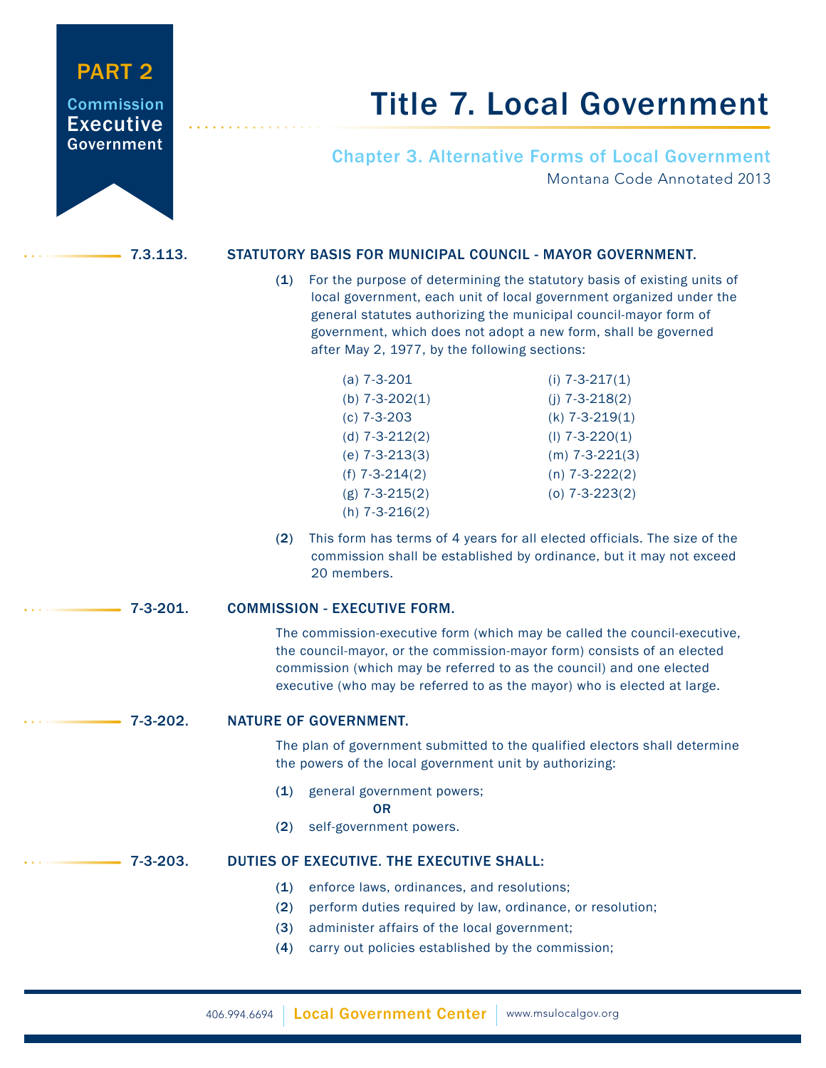PART 2

Commission Executive Government

# Title 7. Local Government

## Chapter 3. Alternative Forms of Local Government

Montana Code Annotated 2013

### 7.3.113. STATUTORY BASIS FOR MUNICIPAL COUNCIL - MAYOR GOVERNMENT.

**(1)** For the purpose of determining the statutory basis of existing units of local government, each unit of local government organized under the general statutes authorizing the municipal council-mayor form of government, which does not adopt a new form, shall be governed after May 2, 1977, by the following sections:

(a) 7-3-201
(b) 7-3-202(1)
(c) 7-3-203
(d) 7-3-212(2)
(e) 7-3-213(3)
(f) 7-3-214(2)
(g) 7-3-215(2)
(h) 7-3-216(2)
(i) 7-3-217(1)
(j) 7-3-218(2)
(k) 7-3-219(1)
(l) 7-3-220(1)
(m) 7-3-221(3)
(n) 7-3-222(2)
(o) 7-3-223(2)

**(2)** This form has terms of 4 years for all elected officials. The size of the commission shall be established by ordinance, but it may not exceed 20 members.

### 7-3-201. COMMISSION - EXECUTIVE FORM.

The commission-executive form (which may be called the council-executive, the council-mayor, or the commission-mayor form) consists of an elected commission (which may be referred to as the council) and one elected executive (who may be referred to as the mayor) who is elected at large.

### 7-3-202. NATURE OF GOVERNMENT.

The plan of government submitted to the qualified electors shall determine the powers of the local government unit by authorizing:

**(1)** general government powers;

**OR**

**(2)** self-government powers.

### 7-3-203. DUTIES OF EXECUTIVE. THE EXECUTIVE SHALL:

**(1)** enforce laws, ordinances, and resolutions;
**(2)** perform duties required by law, ordinance, or resolution;
**(3)** administer affairs of the local government;
**(4)** carry out policies established by the commission;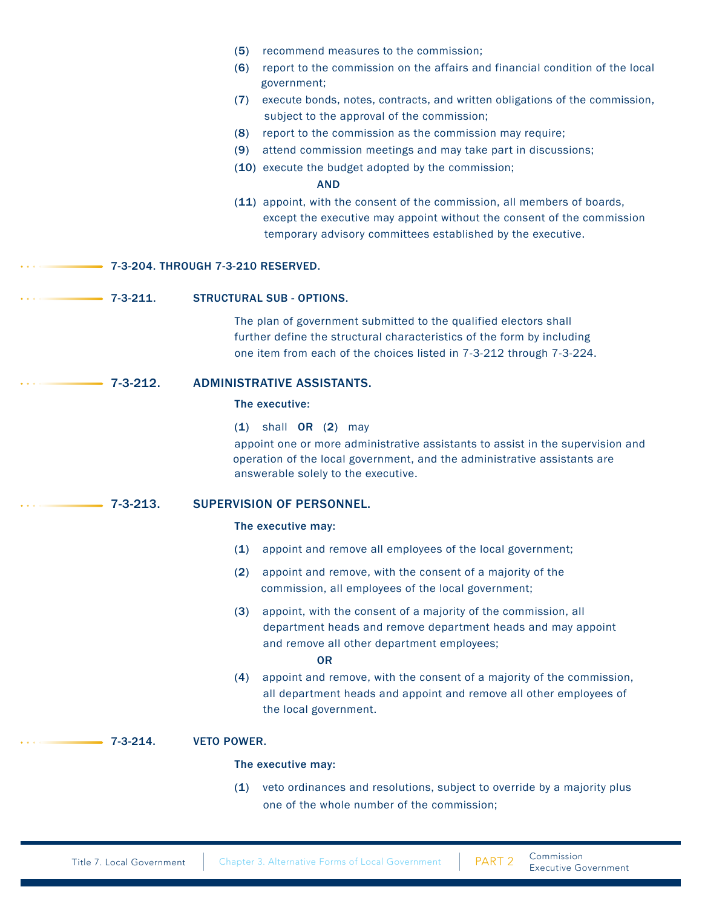(5) recommend measures to the commission;

(6) report to the commission on the affairs and financial condition of the local government;

(7) execute bonds, notes, contracts, and written obligations of the commission, subject to the approval of the commission;

(8) report to the commission as the commission may require;

(9) attend commission meetings and may take part in discussions;

(10) execute the budget adopted by the commission;

**AND**

(11) appoint, with the consent of the commission, all members of boards, except the executive may appoint without the consent of the commission temporary advisory committees established by the executive.

## 7-3-204. THROUGH 7-3-210 RESERVED.

## 7-3-211. STRUCTURAL SUB - OPTIONS.

The plan of government submitted to the qualified electors shall further define the structural characteristics of the form by including one item from each of the choices listed in 7-3-212 through 7-3-224.

## 7-3-212. ADMINISTRATIVE ASSISTANTS.

**The executive:**

(1) shall **OR** (2) may

appoint one or more administrative assistants to assist in the supervision and operation of the local government, and the administrative assistants are answerable solely to the executive.

## 7-3-213. SUPERVISION OF PERSONNEL.

**The executive may:**

(1) appoint and remove all employees of the local government;

(2) appoint and remove, with the consent of a majority of the commission, all employees of the local government;

(3) appoint, with the consent of a majority of the commission, all department heads and remove department heads and may appoint and remove all other department employees;

**OR**

(4) appoint and remove, with the consent of a majority of the commission, all department heads and appoint and remove all other employees of the local government.

## 7-3-214. VETO POWER.

**The executive may:**

(1) veto ordinances and resolutions, subject to override by a majority plus one of the whole number of the commission;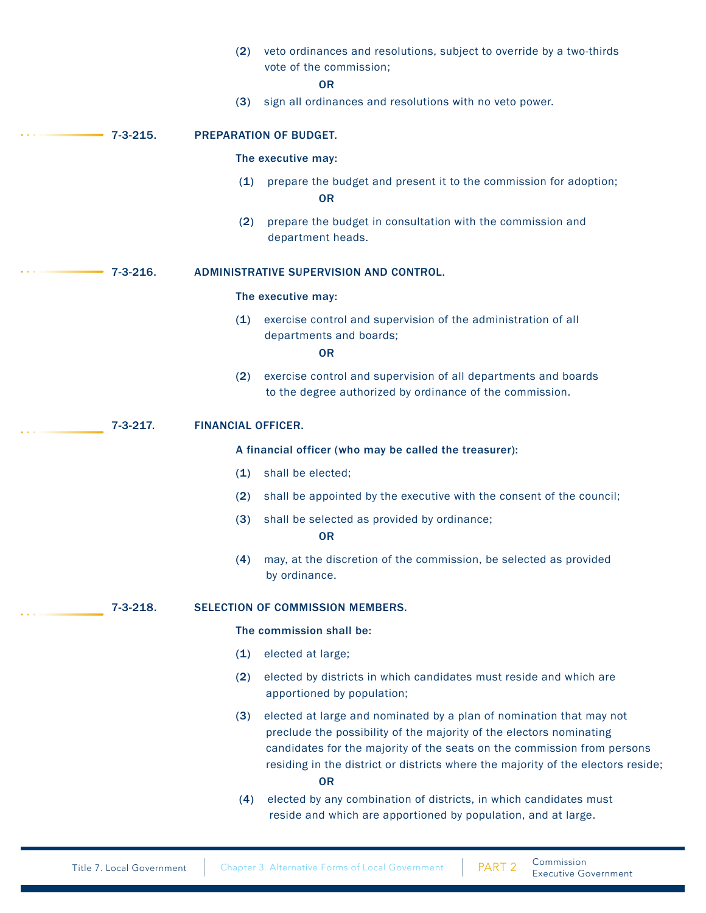(2) veto ordinances and resolutions, subject to override by a two-thirds vote of the commission;

**OR**

(3) sign all ordinances and resolutions with no veto power.

### 7-3-215. PREPARATION OF BUDGET.

**The executive may:**

(1) prepare the budget and present it to the commission for adoption;

**OR**

(2) prepare the budget in consultation with the commission and department heads.

### 7-3-216. ADMINISTRATIVE SUPERVISION AND CONTROL.

**The executive may:**

(1) exercise control and supervision of the administration of all departments and boards;

**OR**

(2) exercise control and supervision of all departments and boards to the degree authorized by ordinance of the commission.

### 7-3-217. FINANCIAL OFFICER.

**A financial officer (who may be called the treasurer):**

(1) shall be elected;

(2) shall be appointed by the executive with the consent of the council;

(3) shall be selected as provided by ordinance;

**OR**

(4) may, at the discretion of the commission, be selected as provided by ordinance.

### 7-3-218. SELECTION OF COMMISSION MEMBERS.

**The commission shall be:**

(1) elected at large;

(2) elected by districts in which candidates must reside and which are apportioned by population;

(3) elected at large and nominated by a plan of nomination that may not preclude the possibility of the majority of the electors nominating candidates for the majority of the seats on the commission from persons residing in the district or districts where the majority of the electors reside;

**OR**

(4) elected by any combination of districts, in which candidates must reside and which are apportioned by population, and at large.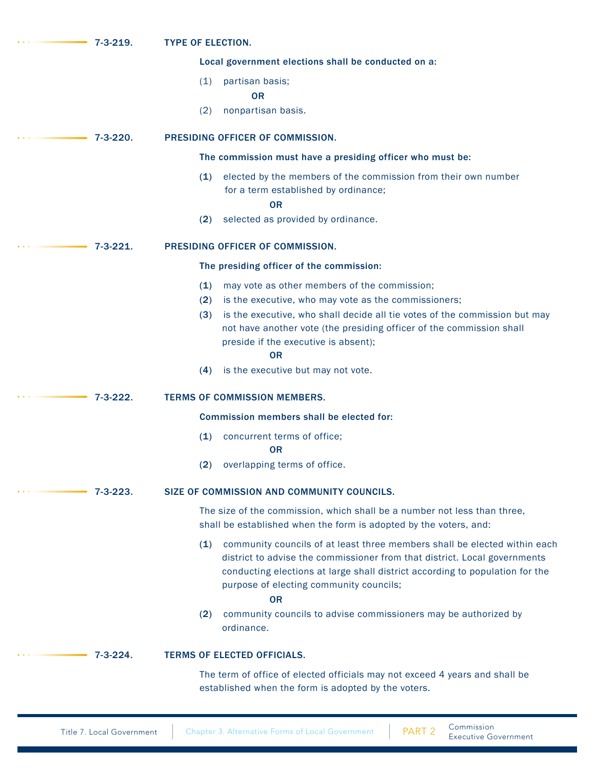### 7-3-219. TYPE OF ELECTION.

**Local government elections shall be conducted on a:**

(1) partisan basis;

**OR**

(2) nonpartisan basis.

### 7-3-220. PRESIDING OFFICER OF COMMISSION.

**The commission must have a presiding officer who must be:**

**(1)** elected by the members of the commission from their own number for a term established by ordinance;

**OR**

**(2)** selected as provided by ordinance.

### 7-3-221. PRESIDING OFFICER OF COMMISSION.

**The presiding officer of the commission:**

**(1)** may vote as other members of the commission;

**(2)** is the executive, who may vote as the commissioners;

**(3)** is the executive, who shall decide all tie votes of the commission but may not have another vote (the presiding officer of the commission shall preside if the executive is absent);

**OR**

**(4)** is the executive but may not vote.

### 7-3-222. TERMS OF COMMISSION MEMBERS.

**Commission members shall be elected for:**

**(1)** concurrent terms of office;

**OR**

**(2)** overlapping terms of office.

### 7-3-223. SIZE OF COMMISSION AND COMMUNITY COUNCILS.

The size of the commission, which shall be a number not less than three, shall be established when the form is adopted by the voters, and:

**(1)** community councils of at least three members shall be elected within each district to advise the commissioner from that district. Local governments conducting elections at large shall district according to population for the purpose of electing community councils;

**OR**

**(2)** community councils to advise commissioners may be authorized by ordinance.

### 7-3-224. TERMS OF ELECTED OFFICIALS.

The term of office of elected officials may not exceed 4 years and shall be established when the form is adopted by the voters.